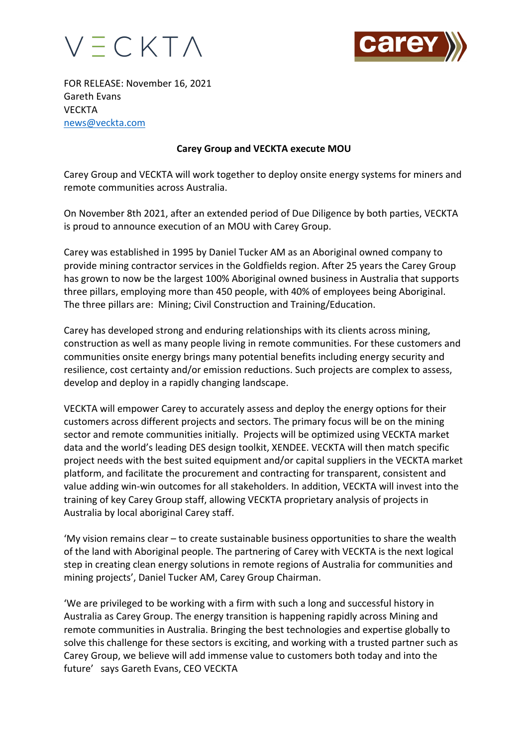VECKTA

carey

FOR RELEASE: November 16, 2021
Gareth Evans
VECKTA
news@veckta.com

## Carey Group and VECKTA execute MOU

Carey Group and VECKTA will work together to deploy onsite energy systems for miners and remote communities across Australia.

On November 8th 2021, after an extended period of Due Diligence by both parties, VECKTA is proud to announce execution of an MOU with Carey Group.

Carey was established in 1995 by Daniel Tucker AM as an Aboriginal owned company to provide mining contractor services in the Goldfields region. After 25 years the Carey Group has grown to now be the largest 100% Aboriginal owned business in Australia that supports three pillars, employing more than 450 people, with 40% of employees being Aboriginal. The three pillars are: Mining; Civil Construction and Training/Education.

Carey has developed strong and enduring relationships with its clients across mining, construction as well as many people living in remote communities. For these customers and communities onsite energy brings many potential benefits including energy security and resilience, cost certainty and/or emission reductions. Such projects are complex to assess, develop and deploy in a rapidly changing landscape.

VECKTA will empower Carey to accurately assess and deploy the energy options for their customers across different projects and sectors. The primary focus will be on the mining sector and remote communities initially. Projects will be optimized using VECKTA market data and the world's leading DES design toolkit, XENDEE. VECKTA will then match specific project needs with the best suited equipment and/or capital suppliers in the VECKTA market platform, and facilitate the procurement and contracting for transparent, consistent and value adding win-win outcomes for all stakeholders. In addition, VECKTA will invest into the training of key Carey Group staff, allowing VECKTA proprietary analysis of projects in Australia by local aboriginal Carey staff.

'My vision remains clear – to create sustainable business opportunities to share the wealth of the land with Aboriginal people. The partnering of Carey with VECKTA is the next logical step in creating clean energy solutions in remote regions of Australia for communities and mining projects', Daniel Tucker AM, Carey Group Chairman.

'We are privileged to be working with a firm with such a long and successful history in Australia as Carey Group. The energy transition is happening rapidly across Mining and remote communities in Australia. Bringing the best technologies and expertise globally to solve this challenge for these sectors is exciting, and working with a trusted partner such as Carey Group, we believe will add immense value to customers both today and into the future' says Gareth Evans, CEO VECKTA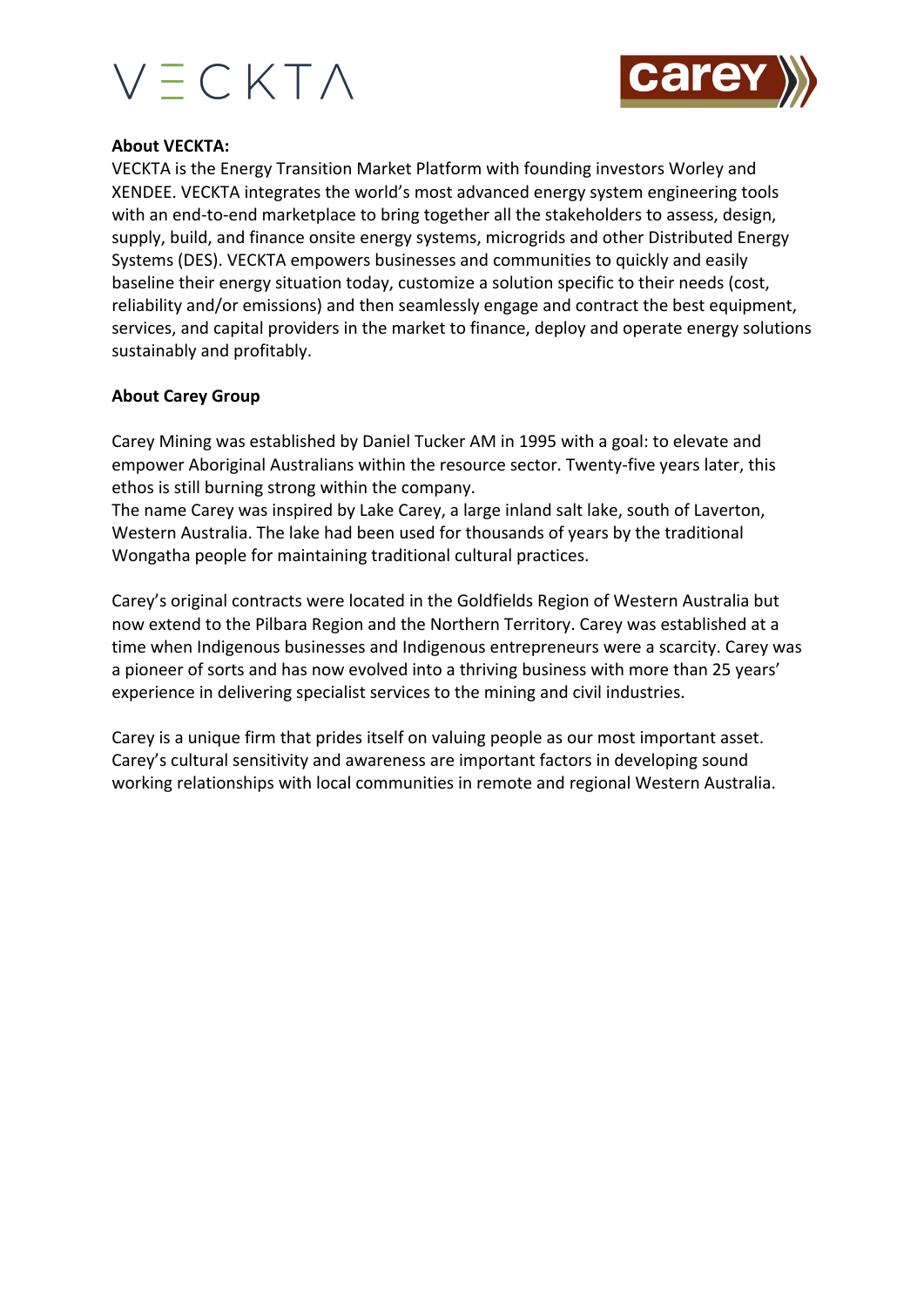**About VECKTA:**

VECKTA is the Energy Transition Market Platform with founding investors Worley and XENDEE. VECKTA integrates the world's most advanced energy system engineering tools with an end-to-end marketplace to bring together all the stakeholders to assess, design, supply, build, and finance onsite energy systems, microgrids and other Distributed Energy Systems (DES). VECKTA empowers businesses and communities to quickly and easily baseline their energy situation today, customize a solution specific to their needs (cost, reliability and/or emissions) and then seamlessly engage and contract the best equipment, services, and capital providers in the market to finance, deploy and operate energy solutions sustainably and profitably.

**About Carey Group**

Carey Mining was established by Daniel Tucker AM in 1995 with a goal: to elevate and empower Aboriginal Australians within the resource sector. Twenty-five years later, this ethos is still burning strong within the company.

The name Carey was inspired by Lake Carey, a large inland salt lake, south of Laverton, Western Australia. The lake had been used for thousands of years by the traditional Wongatha people for maintaining traditional cultural practices.

Carey's original contracts were located in the Goldfields Region of Western Australia but now extend to the Pilbara Region and the Northern Territory. Carey was established at a time when Indigenous businesses and Indigenous entrepreneurs were a scarcity. Carey was a pioneer of sorts and has now evolved into a thriving business with more than 25 years' experience in delivering specialist services to the mining and civil industries.

Carey is a unique firm that prides itself on valuing people as our most important asset. Carey's cultural sensitivity and awareness are important factors in developing sound working relationships with local communities in remote and regional Western Australia.